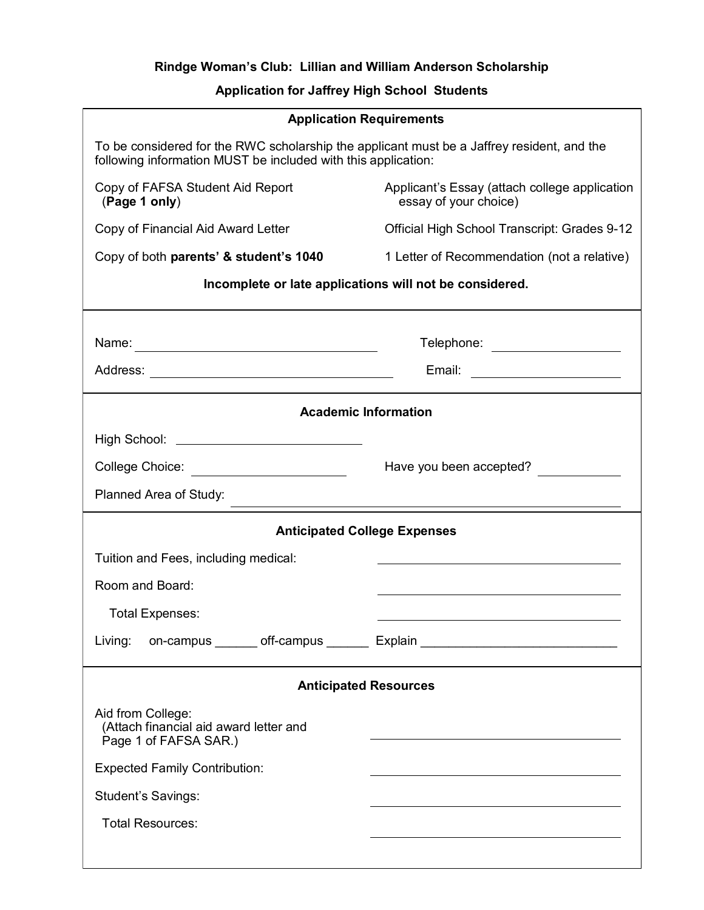# Rindge Woman's Club: Lillian and William Anderson Scholarship

## Application for Jaffrey High School Students

### Application Requirements

To be considered for the RWC scholarship the applicant must be a Jaffrey resident, and the following information MUST be included with this application:

- Copy of FAFSA Student Aid Report (**Page 1 only**)
- Applicant's Essay (attach college application essay of your choice)
- Copy of Financial Aid Award Letter
- Official High School Transcript: Grades 9-12
- Copy of both **parents' & student's 1040**
- 1 Letter of Recommendation (not a relative)

**Incomplete or late applications will not be considered.**

---

Name: ______________________________ Telephone: ____________________

Address: ______________________________ Email: ____________________

---

### Academic Information

High School: ______________________________

College Choice: ____________________ Have you been accepted? __________

Planned Area of Study: ______________________________

---

### Anticipated College Expenses

Tuition and Fees, including medical: ______________________________

Room and Board: ______________________________

Total Expenses: ______________________________

Living: on-campus ______ off-campus ______ Explain ____________________________

---

### Anticipated Resources

Aid from College:
(Attach financial aid award letter and Page 1 of FAFSA SAR.) ______________________________

Expected Family Contribution: ______________________________

Student's Savings: ______________________________

Total Resources: ______________________________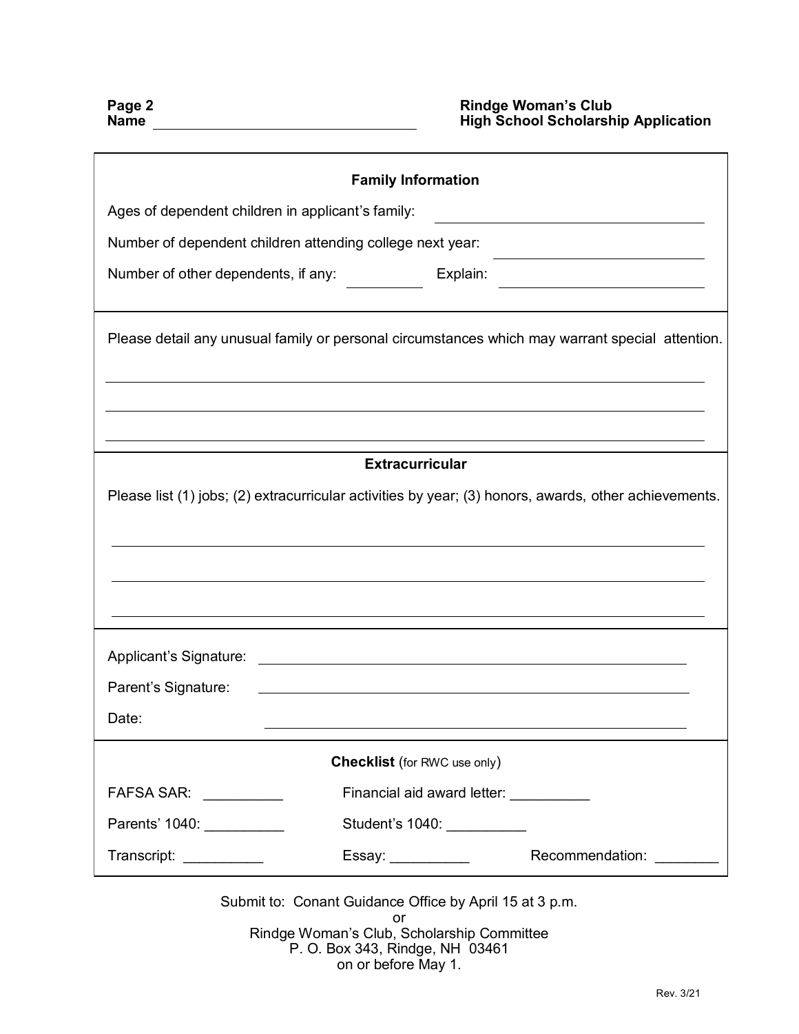**Name** ______________________________

**Rindge Woman's Club**
**High School Scholarship Application**

## Family Information

Ages of dependent children in applicant's family: ______________________________

Number of dependent children attending college next year: ______________________________

Number of other dependents, if any: __________ Explain: ______________________________

Please detail any unusual family or personal circumstances which may warrant special attention.

______________________________________________________________________

______________________________________________________________________

______________________________________________________________________

## Extracurricular

Please list (1) jobs; (2) extracurricular activities by year; (3) honors, awards, other achievements.

______________________________________________________________________

______________________________________________________________________

______________________________________________________________________

Applicant's Signature: ______________________________________________

Parent's Signature: ______________________________________________

Date: ______________________________________________

**Checklist** (for RWC use only)

FAFSA SAR: __________ Financial aid award letter: __________

Parents' 1040: __________ Student's 1040: __________

Transcript: __________ Essay: __________ Recommendation: ________

Submit to: Conant Guidance Office by April 15 at 3 p.m.
or
Rindge Woman's Club, Scholarship Committee
P. O. Box 343, Rindge, NH 03461
on or before May 1.

Rev. 3/21